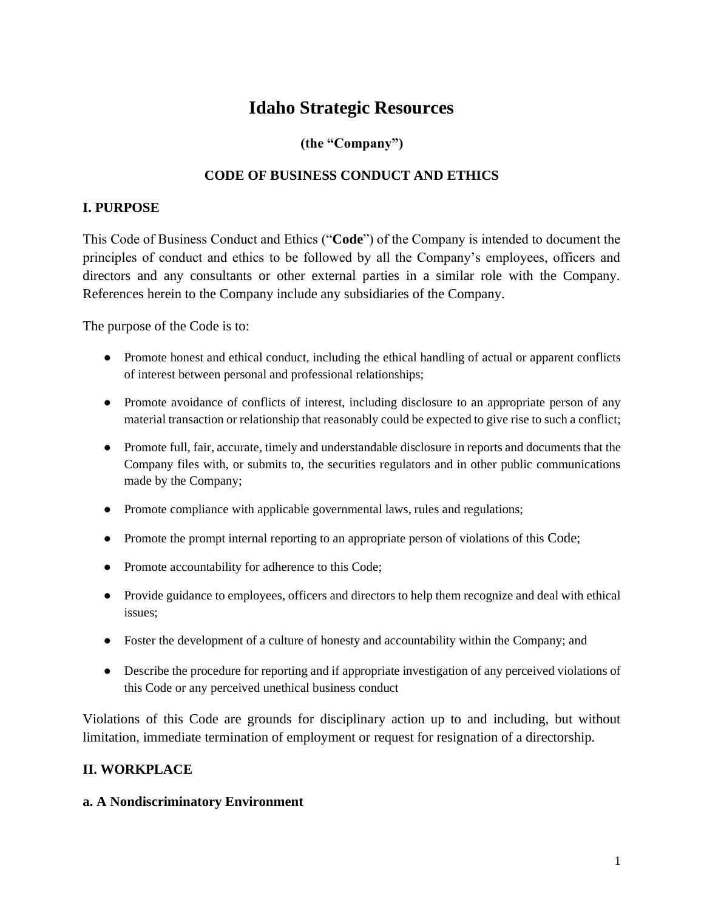# Idaho Strategic Resources

**(the "Company")**

**CODE OF BUSINESS CONDUCT AND ETHICS**

## I. PURPOSE

This Code of Business Conduct and Ethics ("**Code**") of the Company is intended to document the principles of conduct and ethics to be followed by all the Company's employees, officers and directors and any consultants or other external parties in a similar role with the Company. References herein to the Company include any subsidiaries of the Company.

The purpose of the Code is to:

- Promote honest and ethical conduct, including the ethical handling of actual or apparent conflicts of interest between personal and professional relationships;
- Promote avoidance of conflicts of interest, including disclosure to an appropriate person of any material transaction or relationship that reasonably could be expected to give rise to such a conflict;
- Promote full, fair, accurate, timely and understandable disclosure in reports and documents that the Company files with, or submits to, the securities regulators and in other public communications made by the Company;
- Promote compliance with applicable governmental laws, rules and regulations;
- Promote the prompt internal reporting to an appropriate person of violations of this Code;
- Promote accountability for adherence to this Code;
- Provide guidance to employees, officers and directors to help them recognize and deal with ethical issues;
- Foster the development of a culture of honesty and accountability within the Company; and
- Describe the procedure for reporting and if appropriate investigation of any perceived violations of this Code or any perceived unethical business conduct

Violations of this Code are grounds for disciplinary action up to and including, but without limitation, immediate termination of employment or request for resignation of a directorship.

## II. WORKPLACE

### a. A Nondiscriminatory Environment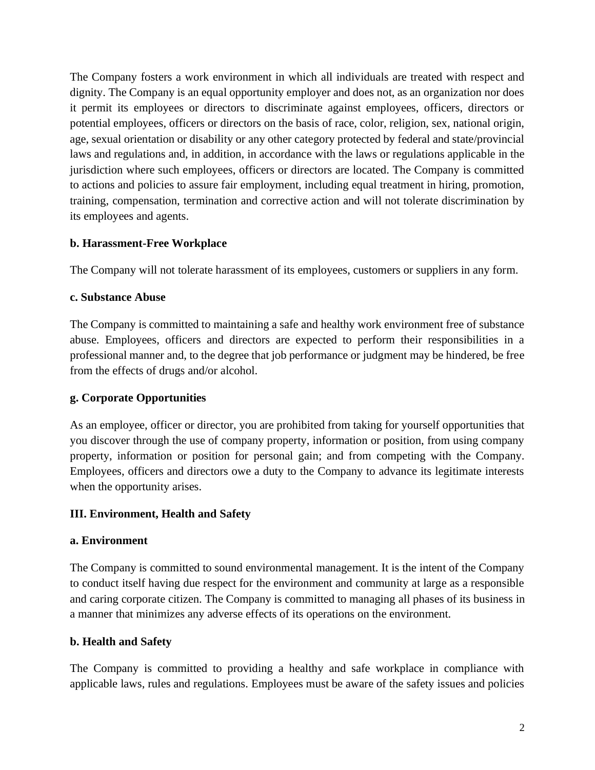The Company fosters a work environment in which all individuals are treated with respect and dignity. The Company is an equal opportunity employer and does not, as an organization nor does it permit its employees or directors to discriminate against employees, officers, directors or potential employees, officers or directors on the basis of race, color, religion, sex, national origin, age, sexual orientation or disability or any other category protected by federal and state/provincial laws and regulations and, in addition, in accordance with the laws or regulations applicable in the jurisdiction where such employees, officers or directors are located. The Company is committed to actions and policies to assure fair employment, including equal treatment in hiring, promotion, training, compensation, termination and corrective action and will not tolerate discrimination by its employees and agents.

**b. Harassment-Free Workplace**

The Company will not tolerate harassment of its employees, customers or suppliers in any form.

**c. Substance Abuse**

The Company is committed to maintaining a safe and healthy work environment free of substance abuse. Employees, officers and directors are expected to perform their responsibilities in a professional manner and, to the degree that job performance or judgment may be hindered, be free from the effects of drugs and/or alcohol.

**g. Corporate Opportunities**

As an employee, officer or director, you are prohibited from taking for yourself opportunities that you discover through the use of company property, information or position, from using company property, information or position for personal gain; and from competing with the Company. Employees, officers and directors owe a duty to the Company to advance its legitimate interests when the opportunity arises.

## III. Environment, Health and Safety

**a. Environment**

The Company is committed to sound environmental management. It is the intent of the Company to conduct itself having due respect for the environment and community at large as a responsible and caring corporate citizen. The Company is committed to managing all phases of its business in a manner that minimizes any adverse effects of its operations on the environment.

**b. Health and Safety**

The Company is committed to providing a healthy and safe workplace in compliance with applicable laws, rules and regulations. Employees must be aware of the safety issues and policies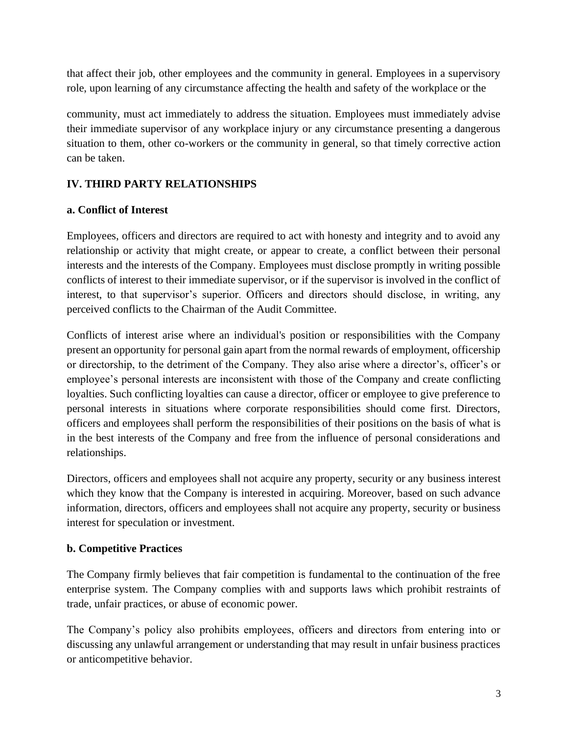that affect their job, other employees and the community in general. Employees in a supervisory role, upon learning of any circumstance affecting the health and safety of the workplace or the community, must act immediately to address the situation. Employees must immediately advise their immediate supervisor of any workplace injury or any circumstance presenting a dangerous situation to them, other co-workers or the community in general, so that timely corrective action can be taken.

## IV. THIRD PARTY RELATIONSHIPS

### a. Conflict of Interest

Employees, officers and directors are required to act with honesty and integrity and to avoid any relationship or activity that might create, or appear to create, a conflict between their personal interests and the interests of the Company. Employees must disclose promptly in writing possible conflicts of interest to their immediate supervisor, or if the supervisor is involved in the conflict of interest, to that supervisor's superior. Officers and directors should disclose, in writing, any perceived conflicts to the Chairman of the Audit Committee.

Conflicts of interest arise where an individual's position or responsibilities with the Company present an opportunity for personal gain apart from the normal rewards of employment, officership or directorship, to the detriment of the Company. They also arise where a director's, officer's or employee's personal interests are inconsistent with those of the Company and create conflicting loyalties. Such conflicting loyalties can cause a director, officer or employee to give preference to personal interests in situations where corporate responsibilities should come first. Directors, officers and employees shall perform the responsibilities of their positions on the basis of what is in the best interests of the Company and free from the influence of personal considerations and relationships.

Directors, officers and employees shall not acquire any property, security or any business interest which they know that the Company is interested in acquiring. Moreover, based on such advance information, directors, officers and employees shall not acquire any property, security or business interest for speculation or investment.

### b. Competitive Practices

The Company firmly believes that fair competition is fundamental to the continuation of the free enterprise system. The Company complies with and supports laws which prohibit restraints of trade, unfair practices, or abuse of economic power.

The Company's policy also prohibits employees, officers and directors from entering into or discussing any unlawful arrangement or understanding that may result in unfair business practices or anticompetitive behavior.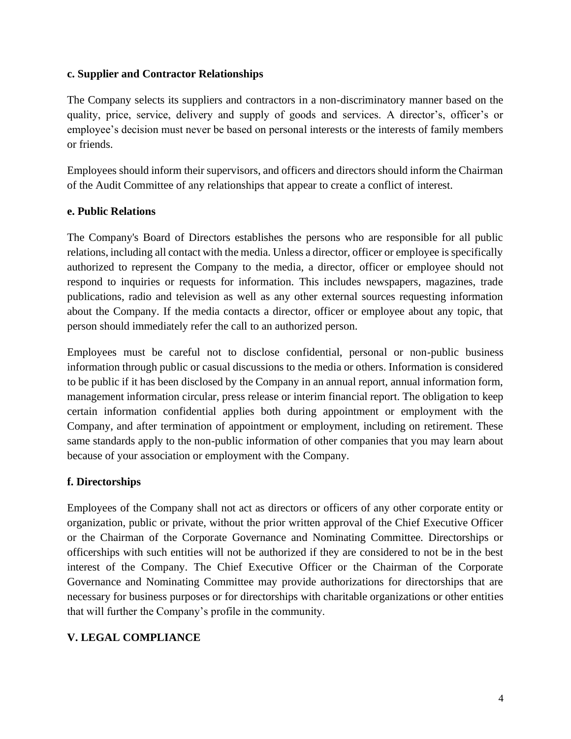### c. Supplier and Contractor Relationships

The Company selects its suppliers and contractors in a non-discriminatory manner based on the quality, price, service, delivery and supply of goods and services. A director's, officer's or employee's decision must never be based on personal interests or the interests of family members or friends.

Employees should inform their supervisors, and officers and directors should inform the Chairman of the Audit Committee of any relationships that appear to create a conflict of interest.

### e. Public Relations

The Company's Board of Directors establishes the persons who are responsible for all public relations, including all contact with the media. Unless a director, officer or employee is specifically authorized to represent the Company to the media, a director, officer or employee should not respond to inquiries or requests for information. This includes newspapers, magazines, trade publications, radio and television as well as any other external sources requesting information about the Company. If the media contacts a director, officer or employee about any topic, that person should immediately refer the call to an authorized person.

Employees must be careful not to disclose confidential, personal or non-public business information through public or casual discussions to the media or others. Information is considered to be public if it has been disclosed by the Company in an annual report, annual information form, management information circular, press release or interim financial report. The obligation to keep certain information confidential applies both during appointment or employment with the Company, and after termination of appointment or employment, including on retirement. These same standards apply to the non-public information of other companies that you may learn about because of your association or employment with the Company.

### f. Directorships

Employees of the Company shall not act as directors or officers of any other corporate entity or organization, public or private, without the prior written approval of the Chief Executive Officer or the Chairman of the Corporate Governance and Nominating Committee. Directorships or officerships with such entities will not be authorized if they are considered to not be in the best interest of the Company. The Chief Executive Officer or the Chairman of the Corporate Governance and Nominating Committee may provide authorizations for directorships that are necessary for business purposes or for directorships with charitable organizations or other entities that will further the Company's profile in the community.

## V. LEGAL COMPLIANCE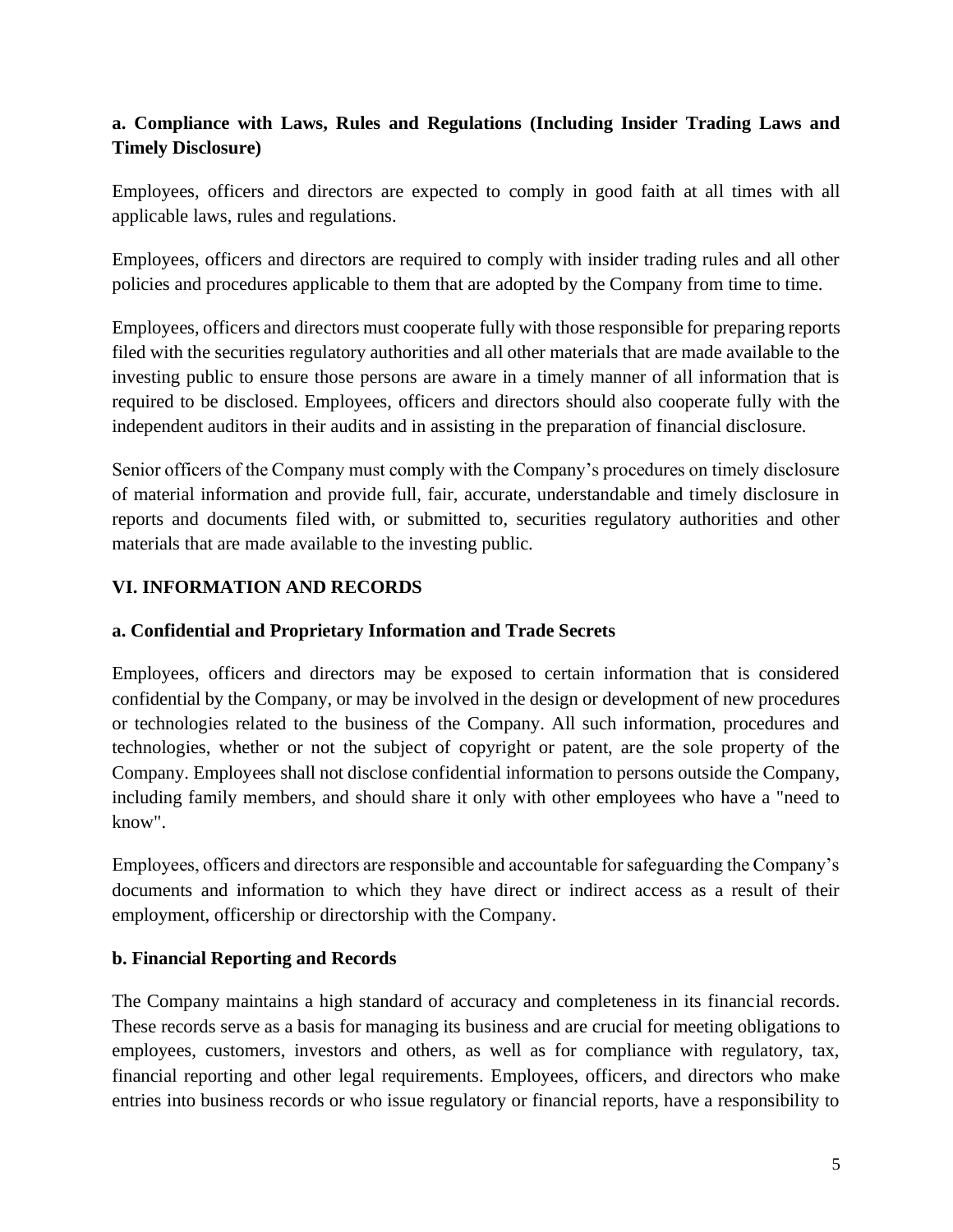### a. Compliance with Laws, Rules and Regulations (Including Insider Trading Laws and Timely Disclosure)

Employees, officers and directors are expected to comply in good faith at all times with all applicable laws, rules and regulations.

Employees, officers and directors are required to comply with insider trading rules and all other policies and procedures applicable to them that are adopted by the Company from time to time.

Employees, officers and directors must cooperate fully with those responsible for preparing reports filed with the securities regulatory authorities and all other materials that are made available to the investing public to ensure those persons are aware in a timely manner of all information that is required to be disclosed. Employees, officers and directors should also cooperate fully with the independent auditors in their audits and in assisting in the preparation of financial disclosure.

Senior officers of the Company must comply with the Company's procedures on timely disclosure of material information and provide full, fair, accurate, understandable and timely disclosure in reports and documents filed with, or submitted to, securities regulatory authorities and other materials that are made available to the investing public.

## VI. INFORMATION AND RECORDS

### a. Confidential and Proprietary Information and Trade Secrets

Employees, officers and directors may be exposed to certain information that is considered confidential by the Company, or may be involved in the design or development of new procedures or technologies related to the business of the Company. All such information, procedures and technologies, whether or not the subject of copyright or patent, are the sole property of the Company. Employees shall not disclose confidential information to persons outside the Company, including family members, and should share it only with other employees who have a "need to know".

Employees, officers and directors are responsible and accountable for safeguarding the Company's documents and information to which they have direct or indirect access as a result of their employment, officership or directorship with the Company.

### b. Financial Reporting and Records

The Company maintains a high standard of accuracy and completeness in its financial records. These records serve as a basis for managing its business and are crucial for meeting obligations to employees, customers, investors and others, as well as for compliance with regulatory, tax, financial reporting and other legal requirements. Employees, officers, and directors who make entries into business records or who issue regulatory or financial reports, have a responsibility to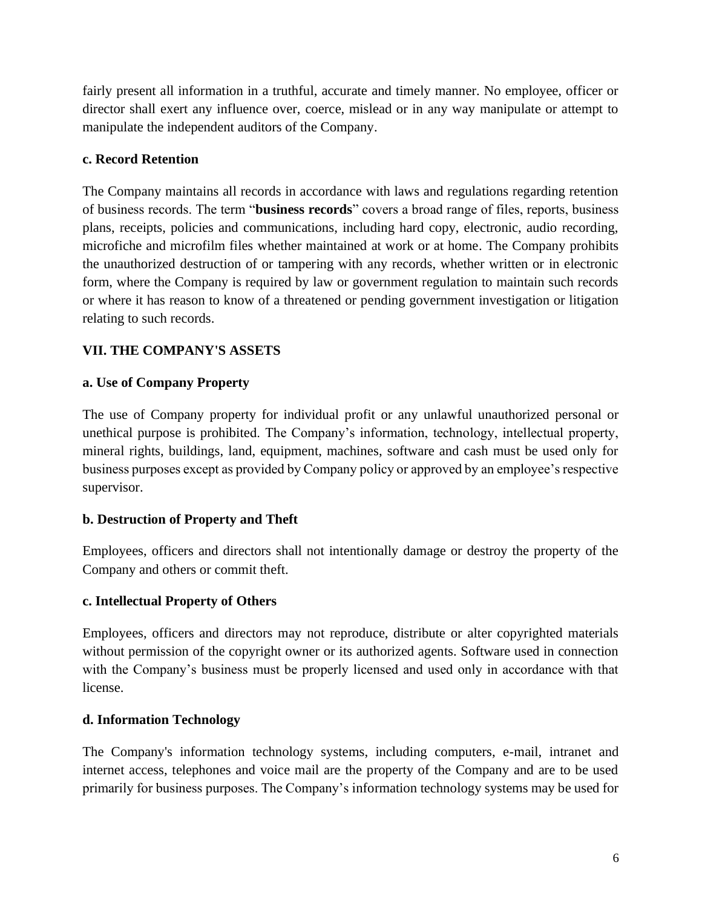fairly present all information in a truthful, accurate and timely manner. No employee, officer or director shall exert any influence over, coerce, mislead or in any way manipulate or attempt to manipulate the independent auditors of the Company.

### c. Record Retention

The Company maintains all records in accordance with laws and regulations regarding retention of business records. The term "**business records**" covers a broad range of files, reports, business plans, receipts, policies and communications, including hard copy, electronic, audio recording, microfiche and microfilm files whether maintained at work or at home. The Company prohibits the unauthorized destruction of or tampering with any records, whether written or in electronic form, where the Company is required by law or government regulation to maintain such records or where it has reason to know of a threatened or pending government investigation or litigation relating to such records.

## VII. THE COMPANY'S ASSETS

### a. Use of Company Property

The use of Company property for individual profit or any unlawful unauthorized personal or unethical purpose is prohibited. The Company's information, technology, intellectual property, mineral rights, buildings, land, equipment, machines, software and cash must be used only for business purposes except as provided by Company policy or approved by an employee's respective supervisor.

### b. Destruction of Property and Theft

Employees, officers and directors shall not intentionally damage or destroy the property of the Company and others or commit theft.

### c. Intellectual Property of Others

Employees, officers and directors may not reproduce, distribute or alter copyrighted materials without permission of the copyright owner or its authorized agents. Software used in connection with the Company's business must be properly licensed and used only in accordance with that license.

### d. Information Technology

The Company's information technology systems, including computers, e-mail, intranet and internet access, telephones and voice mail are the property of the Company and are to be used primarily for business purposes. The Company's information technology systems may be used for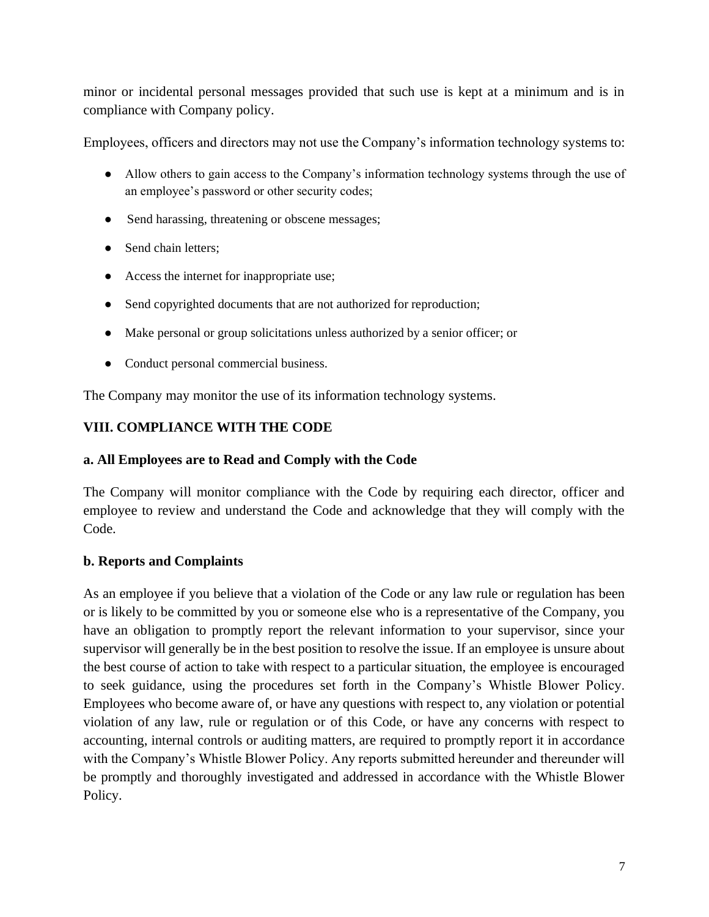minor or incidental personal messages provided that such use is kept at a minimum and is in compliance with Company policy.

Employees, officers and directors may not use the Company's information technology systems to:

- Allow others to gain access to the Company's information technology systems through the use of an employee's password or other security codes;
- Send harassing, threatening or obscene messages;
- Send chain letters;
- Access the internet for inappropriate use;
- Send copyrighted documents that are not authorized for reproduction;
- Make personal or group solicitations unless authorized by a senior officer; or
- Conduct personal commercial business.

The Company may monitor the use of its information technology systems.

## VIII. COMPLIANCE WITH THE CODE

### a. All Employees are to Read and Comply with the Code

The Company will monitor compliance with the Code by requiring each director, officer and employee to review and understand the Code and acknowledge that they will comply with the Code.

### b. Reports and Complaints

As an employee if you believe that a violation of the Code or any law rule or regulation has been or is likely to be committed by you or someone else who is a representative of the Company, you have an obligation to promptly report the relevant information to your supervisor, since your supervisor will generally be in the best position to resolve the issue. If an employee is unsure about the best course of action to take with respect to a particular situation, the employee is encouraged to seek guidance, using the procedures set forth in the Company's Whistle Blower Policy. Employees who become aware of, or have any questions with respect to, any violation or potential violation of any law, rule or regulation or of this Code, or have any concerns with respect to accounting, internal controls or auditing matters, are required to promptly report it in accordance with the Company's Whistle Blower Policy. Any reports submitted hereunder and thereunder will be promptly and thoroughly investigated and addressed in accordance with the Whistle Blower Policy.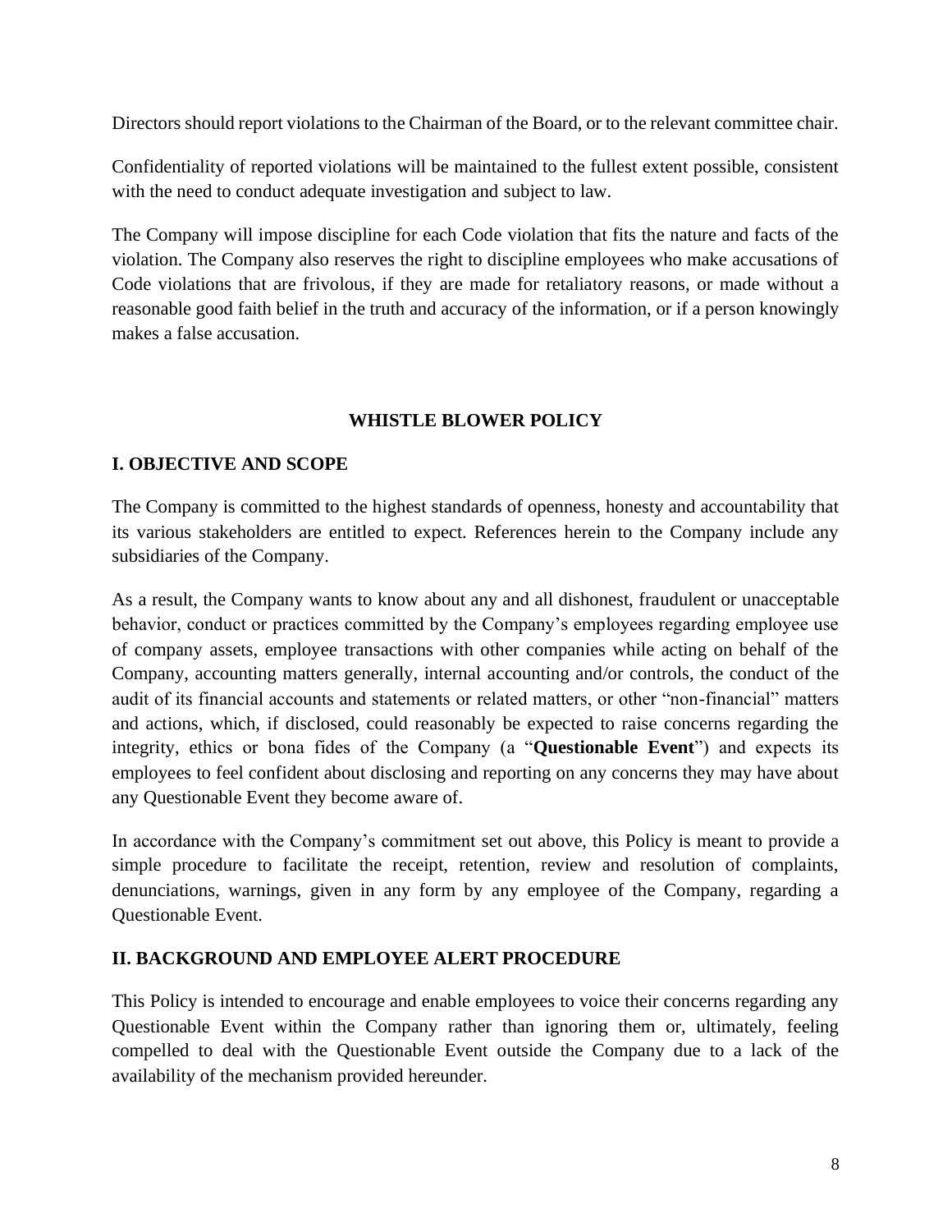Directors should report violations to the Chairman of the Board, or to the relevant committee chair.

Confidentiality of reported violations will be maintained to the fullest extent possible, consistent with the need to conduct adequate investigation and subject to law.

The Company will impose discipline for each Code violation that fits the nature and facts of the violation. The Company also reserves the right to discipline employees who make accusations of Code violations that are frivolous, if they are made for retaliatory reasons, or made without a reasonable good faith belief in the truth and accuracy of the information, or if a person knowingly makes a false accusation.

## WHISTLE BLOWER POLICY

### I. OBJECTIVE AND SCOPE

The Company is committed to the highest standards of openness, honesty and accountability that its various stakeholders are entitled to expect. References herein to the Company include any subsidiaries of the Company.

As a result, the Company wants to know about any and all dishonest, fraudulent or unacceptable behavior, conduct or practices committed by the Company's employees regarding employee use of company assets, employee transactions with other companies while acting on behalf of the Company, accounting matters generally, internal accounting and/or controls, the conduct of the audit of its financial accounts and statements or related matters, or other "non-financial" matters and actions, which, if disclosed, could reasonably be expected to raise concerns regarding the integrity, ethics or bona fides of the Company (a "**Questionable Event**") and expects its employees to feel confident about disclosing and reporting on any concerns they may have about any Questionable Event they become aware of.

In accordance with the Company's commitment set out above, this Policy is meant to provide a simple procedure to facilitate the receipt, retention, review and resolution of complaints, denunciations, warnings, given in any form by any employee of the Company, regarding a Questionable Event.

### II. BACKGROUND AND EMPLOYEE ALERT PROCEDURE

This Policy is intended to encourage and enable employees to voice their concerns regarding any Questionable Event within the Company rather than ignoring them or, ultimately, feeling compelled to deal with the Questionable Event outside the Company due to a lack of the availability of the mechanism provided hereunder.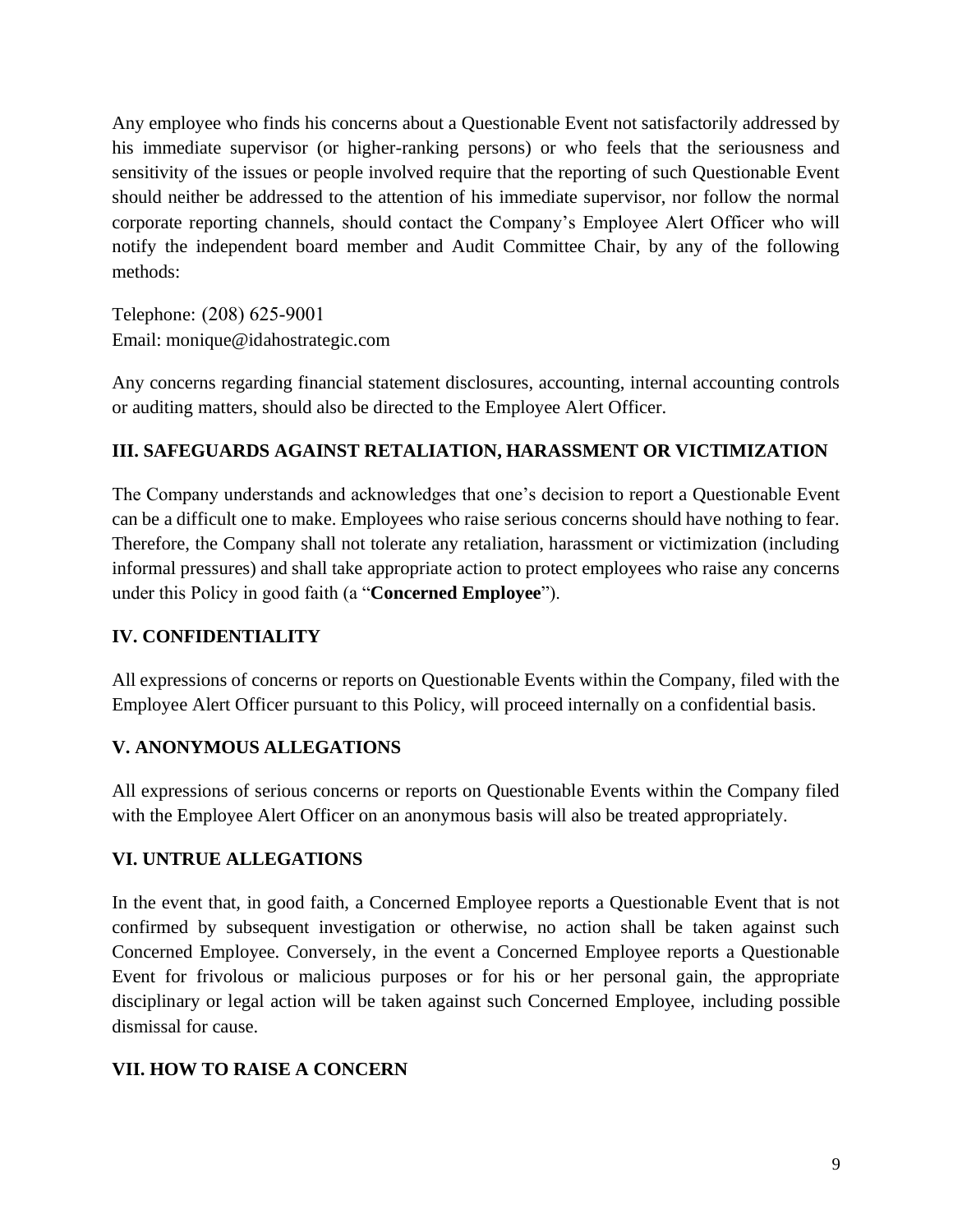Any employee who finds his concerns about a Questionable Event not satisfactorily addressed by his immediate supervisor (or higher-ranking persons) or who feels that the seriousness and sensitivity of the issues or people involved require that the reporting of such Questionable Event should neither be addressed to the attention of his immediate supervisor, nor follow the normal corporate reporting channels, should contact the Company's Employee Alert Officer who will notify the independent board member and Audit Committee Chair, by any of the following methods:

Telephone: (208) 625-9001
Email: monique@idahostrategic.com

Any concerns regarding financial statement disclosures, accounting, internal accounting controls or auditing matters, should also be directed to the Employee Alert Officer.

## III. SAFEGUARDS AGAINST RETALIATION, HARASSMENT OR VICTIMIZATION

The Company understands and acknowledges that one's decision to report a Questionable Event can be a difficult one to make. Employees who raise serious concerns should have nothing to fear. Therefore, the Company shall not tolerate any retaliation, harassment or victimization (including informal pressures) and shall take appropriate action to protect employees who raise any concerns under this Policy in good faith (a "**Concerned Employee**").

## IV. CONFIDENTIALITY

All expressions of concerns or reports on Questionable Events within the Company, filed with the Employee Alert Officer pursuant to this Policy, will proceed internally on a confidential basis.

## V. ANONYMOUS ALLEGATIONS

All expressions of serious concerns or reports on Questionable Events within the Company filed with the Employee Alert Officer on an anonymous basis will also be treated appropriately.

## VI. UNTRUE ALLEGATIONS

In the event that, in good faith, a Concerned Employee reports a Questionable Event that is not confirmed by subsequent investigation or otherwise, no action shall be taken against such Concerned Employee. Conversely, in the event a Concerned Employee reports a Questionable Event for frivolous or malicious purposes or for his or her personal gain, the appropriate disciplinary or legal action will be taken against such Concerned Employee, including possible dismissal for cause.

## VII. HOW TO RAISE A CONCERN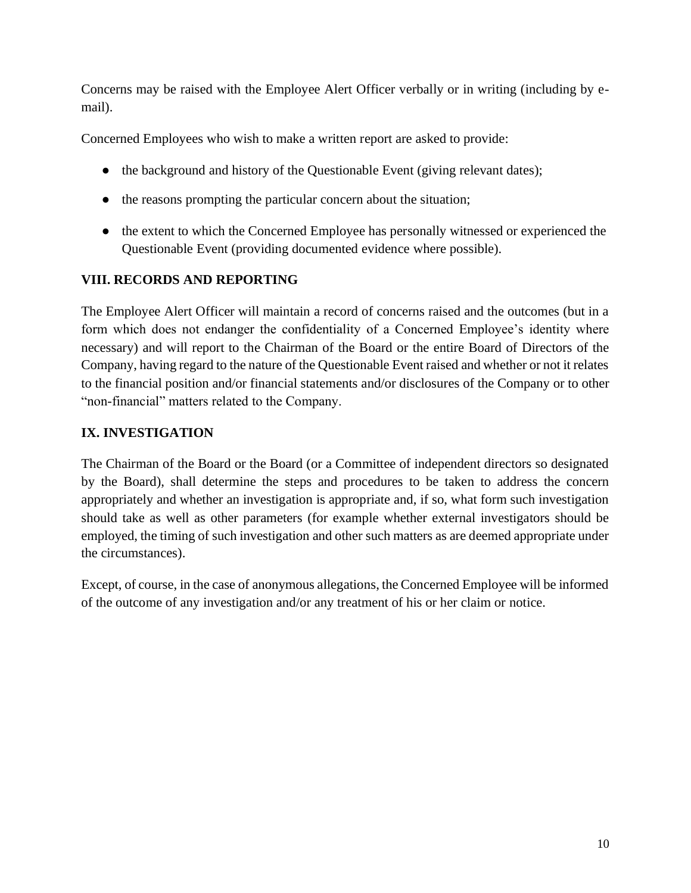Concerns may be raised with the Employee Alert Officer verbally or in writing (including by e-mail).

Concerned Employees who wish to make a written report are asked to provide:

- the background and history of the Questionable Event (giving relevant dates);
- the reasons prompting the particular concern about the situation;
- the extent to which the Concerned Employee has personally witnessed or experienced the Questionable Event (providing documented evidence where possible).

## VIII. RECORDS AND REPORTING

The Employee Alert Officer will maintain a record of concerns raised and the outcomes (but in a form which does not endanger the confidentiality of a Concerned Employee's identity where necessary) and will report to the Chairman of the Board or the entire Board of Directors of the Company, having regard to the nature of the Questionable Event raised and whether or not it relates to the financial position and/or financial statements and/or disclosures of the Company or to other "non-financial" matters related to the Company.

## IX. INVESTIGATION

The Chairman of the Board or the Board (or a Committee of independent directors so designated by the Board), shall determine the steps and procedures to be taken to address the concern appropriately and whether an investigation is appropriate and, if so, what form such investigation should take as well as other parameters (for example whether external investigators should be employed, the timing of such investigation and other such matters as are deemed appropriate under the circumstances).

Except, of course, in the case of anonymous allegations, the Concerned Employee will be informed of the outcome of any investigation and/or any treatment of his or her claim or notice.